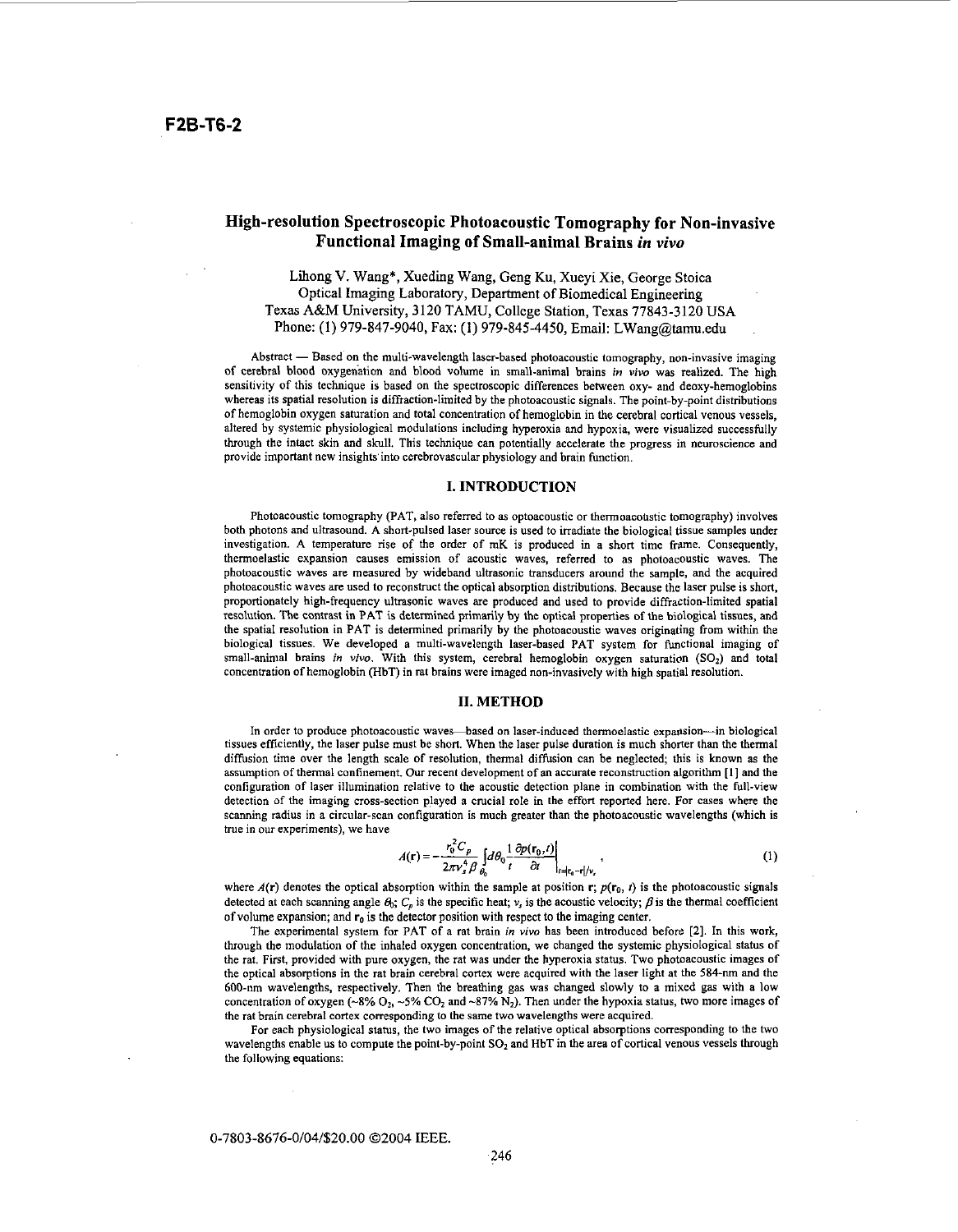F2B-T6-2

# High-resolution Spectroscopic Photoacoustic Tomography for Non-invasive Functional Imaging of Small-animal Brains *in vivo*

Lihong V. Wang*, Xueding Wang, Geng Ku, Xueyi Xie, George Stoica
Optical Imaging Laboratory, Department of Biomedical Engineering
Texas A&M University, 3120 TAMU, College Station, Texas 77843-3120 USA
Phone: (1) 979-847-9040, Fax: (1) 979-845-4450, Email: LWang@tamu.edu

Abstract — Based on the multi-wavelength laser-based photoacoustic tomography, non-invasive imaging of cerebral blood oxygenation and blood volume in small-animal brains *in vivo* was realized. The high sensitivity of this technique is based on the spectroscopic differences between oxy- and deoxy-hemoglobins whereas its spatial resolution is diffraction-limited by the photoacoustic signals. The point-by-point distributions of hemoglobin oxygen saturation and total concentration of hemoglobin in the cerebral cortical venous vessels, altered by systemic physiological modulations including hyperoxia and hypoxia, were visualized successfully through the intact skin and skull. This technique can potentially accelerate the progress in neuroscience and provide important new insights into cerebrovascular physiology and brain function.

## I. INTRODUCTION

Photoacoustic tomography (PAT, also referred to as optoacoustic or thermoacoustic tomography) involves both photons and ultrasound. A short-pulsed laser source is used to irradiate the biological tissue samples under investigation. A temperature rise of the order of mK is produced in a short time frame. Consequently, thermoelastic expansion causes emission of acoustic waves, referred to as photoacoustic waves. The photoacoustic waves are measured by wideband ultrasonic transducers around the sample, and the acquired photoacoustic waves are used to reconstruct the optical absorption distributions. Because the laser pulse is short, proportionately high-frequency ultrasonic waves are produced and used to provide diffraction-limited spatial resolution. The contrast in PAT is determined primarily by the optical properties of the biological tissues, and the spatial resolution in PAT is determined primarily by the photoacoustic waves originating from within the biological tissues. We developed a multi-wavelength laser-based PAT system for functional imaging of small-animal brains *in vivo*. With this system, cerebral hemoglobin oxygen saturation ($SO_2$) and total concentration of hemoglobin (HbT) in rat brains were imaged non-invasively with high spatial resolution.

## II. METHOD

In order to produce photoacoustic waves—based on laser-induced thermoelastic expansion—in biological tissues efficiently, the laser pulse must be short. When the laser pulse duration is much shorter than the thermal diffusion time over the length scale of resolution, thermal diffusion can be neglected; this is known as the assumption of thermal confinement. Our recent development of an accurate reconstruction algorithm [1] and the configuration of laser illumination relative to the acoustic detection plane in combination with the full-view detection of the imaging cross-section played a crucial role in the effort reported here. For cases where the scanning radius in a circular-scan configuration is much greater than the photoacoustic wavelengths (which is true in our experiments), we have

$$A(\mathbf{r}) = -\frac{r_0^2 C_p}{2\pi v_s^4 \beta} \int_{\theta_0} d\theta_0 \frac{1}{t} \frac{\partial p(\mathbf{r}_0, t)}{\partial t}\bigg|_{t=|\mathbf{r}_0-\mathbf{r}|/v_s}, \tag{1}$$

where $A(\mathbf{r})$ denotes the optical absorption within the sample at position $\mathbf{r}$; $p(\mathbf{r}_0, t)$ is the photoacoustic signals detected at each scanning angle $\theta_0$; $C_p$ is the specific heat; $v_s$ is the acoustic velocity; $\beta$ is the thermal coefficient of volume expansion; and $\mathbf{r}_0$ is the detector position with respect to the imaging center.

The experimental system for PAT of a rat brain *in vivo* has been introduced before [2]. In this work, through the modulation of the inhaled oxygen concentration, we changed the systemic physiological status of the rat. First, provided with pure oxygen, the rat was under the hyperoxia status. Two photoacoustic images of the optical absorptions in the rat brain cerebral cortex were acquired with the laser light at the 584-nm and the 600-nm wavelengths, respectively. Then the breathing gas was changed slowly to a mixed gas with a low concentration of oxygen (~8% $O_2$, ~5% $CO_2$ and ~87% $N_2$). Then under the hypoxia status, two more images of the rat brain cerebral cortex corresponding to the same two wavelengths were acquired.

For each physiological status, the two images of the relative optical absorptions corresponding to the two wavelengths enable us to compute the point-by-point $SO_2$ and HbT in the area of cortical venous vessels through the following equations:

0-7803-8676-0/04/$20.00 ©2004 IEEE.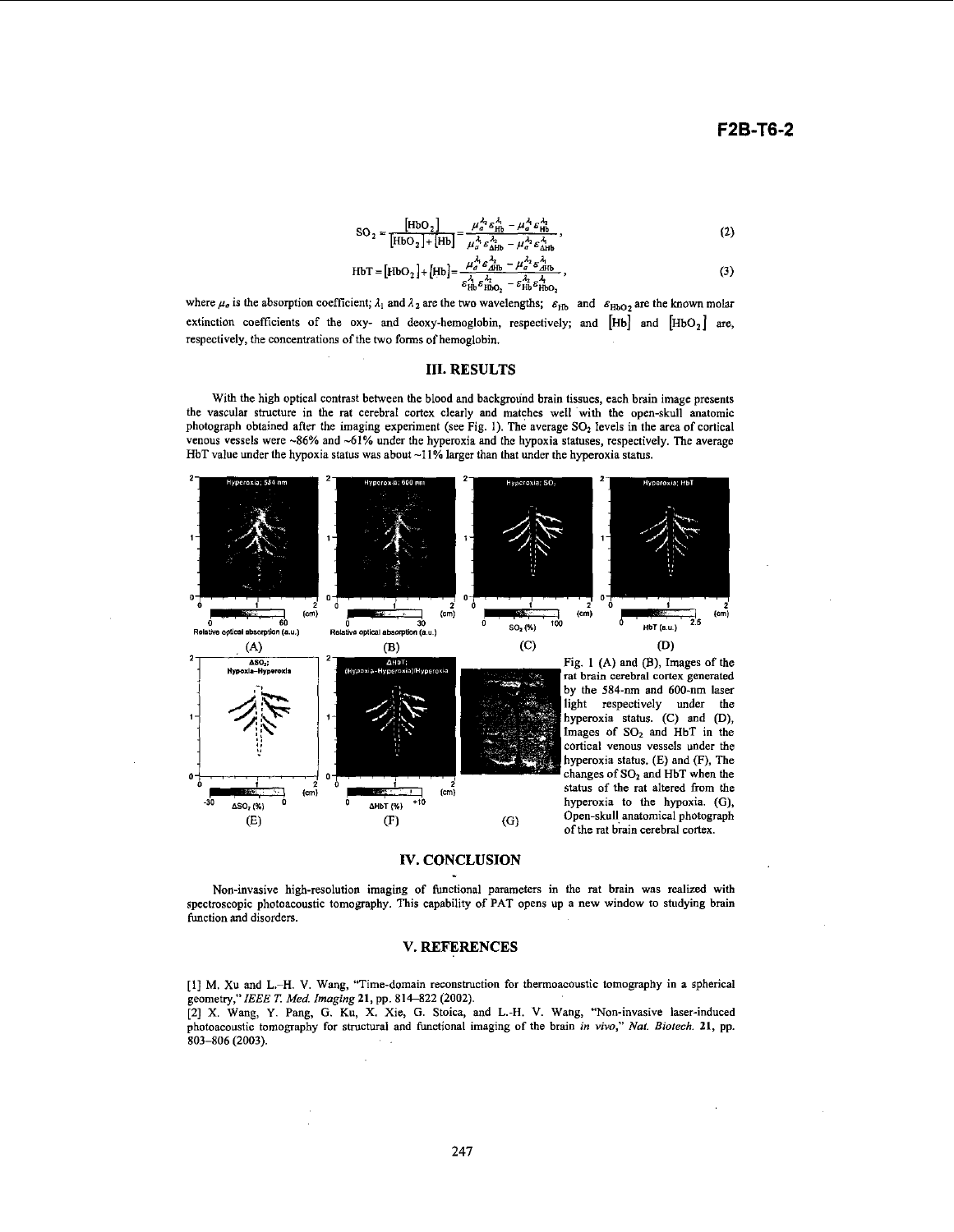$$\mathrm{SO_2} = \frac{[\mathrm{HbO_2}]}{[\mathrm{HbO_2}]+[\mathrm{Hb}]} = \frac{\mu_a^{\lambda_2}\varepsilon_{\mathrm{Hb}}^{\lambda_1} - \mu_a^{\lambda_1}\varepsilon_{\mathrm{Hb}}^{\lambda_2}}{\mu_a^{\lambda_1}\varepsilon_{\Delta\mathrm{Hb}}^{\lambda_2} - \mu_a^{\lambda_2}\varepsilon_{\Delta\mathrm{Hb}}^{\lambda_1}}, \tag{2}$$

$$\mathrm{HbT} = [\mathrm{HbO_2}]+[\mathrm{Hb}] = \frac{\mu_a^{\lambda_1}\varepsilon_{\Delta\mathrm{Hb}}^{\lambda_2} - \mu_a^{\lambda_2}\varepsilon_{\Delta\mathrm{Hb}}^{\lambda_1}}{\varepsilon_{\mathrm{Hb}}^{\lambda_1}\varepsilon_{\mathrm{HbO_2}}^{\lambda_2} - \varepsilon_{\mathrm{Hb}}^{\lambda_2}\varepsilon_{\mathrm{HbO_2}}^{\lambda_1}}, \tag{3}$$

where $\mu_a$ is the absorption coefficient; $\lambda_1$ and $\lambda_2$ are the two wavelengths; $\varepsilon_{\mathrm{Hb}}$ and $\varepsilon_{\mathrm{HbO_2}}$ are the known molar extinction coefficients of the oxy- and deoxy-hemoglobin, respectively; and $[\mathrm{Hb}]$ and $[\mathrm{HbO_2}]$ are, respectively, the concentrations of the two forms of hemoglobin.

## III. RESULTS

With the high optical contrast between the blood and background brain tissues, each brain image presents the vascular structure in the rat cerebral cortex clearly and matches well with the open-skull anatomic photograph obtained after the imaging experiment (see Fig. 1). The average $SO_2$ levels in the area of cortical venous vessels were ~86% and ~61% under the hyperoxia and the hypoxia statuses, respectively. The average HbT value under the hypoxia status was about ~11% larger than that under the hyperoxia status.

Hyperoxia: 584 nm

Hyperoxia: 600 nm

Hyperoxia: SO₂

Hyperoxia: HbT

0 1 2 (cm)

0 60 Relative optical absorption (a.u.)

0 30 Relative optical absorption (a.u.)

0 SO₂ (%) 100

0 HbT (a.u.) 2.5

(A) (B) (C) (D)

ΔSO₂; Hypoxia–Hyperoxia

ΔHbT; (Hypoxia–Hyperoxia)/Hyperoxia

-30 ΔSO₂ (%) 0

0 ΔHbT (%) +10

(E) (F) (G)

Fig. 1 (A) and (B), Images of the rat brain cerebral cortex generated by the 584-nm and 600-nm laser light respectively under the hyperoxia status. (C) and (D), Images of $SO_2$ and HbT in the cortical venous vessels under the hyperoxia status. (E) and (F), The changes of $SO_2$ and HbT when the status of the rat altered from the hyperoxia to the hypoxia. (G), Open-skull anatomical photograph of the rat brain cerebral cortex.

## IV. CONCLUSION

Non-invasive high-resolution imaging of functional parameters in the rat brain was realized with spectroscopic photoacoustic tomography. This capability of PAT opens up a new window to studying brain function and disorders.

## V. REFERENCES

[1] M. Xu and L.-H. V. Wang, "Time-domain reconstruction for thermoacoustic tomography in a spherical geometry," *IEEE T. Med. Imaging* **21**, pp. 814–822 (2002).

[2] X. Wang, Y. Pang, G. Ku, X. Xie, G. Stoica, and L.-H. V. Wang, "Non-invasive laser-induced photoacoustic tomography for structural and functional imaging of the brain *in vivo*," *Nat. Biotech.* **21**, pp. 803–806 (2003).